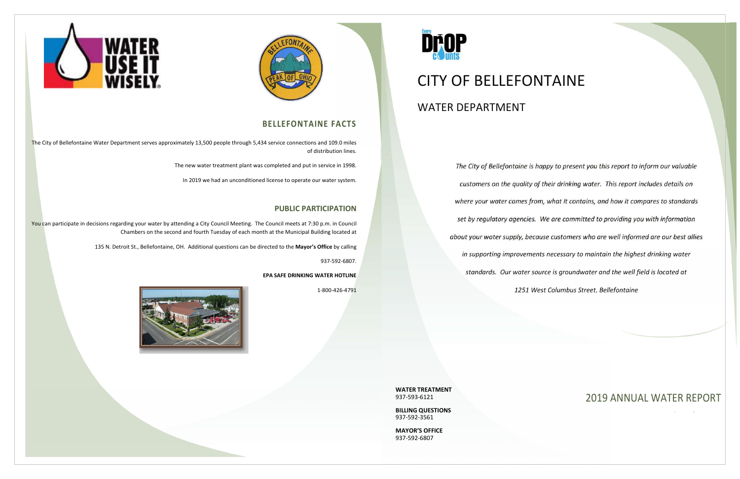## BELLEFONTAINE FACTS

The City of Bellefontaine Water Department serves approximately 13,500 people through 5,434 service connections and 109.0 miles of distribution lines.

The new water treatment plant was completed and put in service in 1998.

In 2019 we had an unconditioned license to operate our water system.

## PUBLIC PARTICIPATION

You can participate in decisions regarding your water by attending a City Council Meeting. The Council meets at 7:30 p.m. in Council Chambers on the second and fourth Tuesday of each month at the Municipal Building located at 135 N. Detroit St., Bellefontaine, OH. Additional questions can be directed to the **Mayor's Office** by calling 937-592-6807.

**EPA SAFE DRINKING WATER HOTLINE**

1-800-426-4791

# CITY OF BELLEFONTAINE

## WATER DEPARTMENT

*The City of Bellefontaine is happy to present you this report to inform our valuable customers on the quality of their drinking water. This report includes details on where your water comes from, what it contains, and how it compares to standards set by regulatory agencies. We are committed to providing you with information about your water supply, because customers who are well informed are our best allies in supporting improvements necessary to maintain the highest drinking water standards. Our water source is groundwater and the well field is located at 1251 West Columbus Street. Bellefontaine*

**WATER TREATMENT**
937-593-6121

**BILLING QUESTIONS**
937-592-3561

**MAYOR'S OFFICE**
937-592-6807

## 2019 ANNUAL WATER REPORT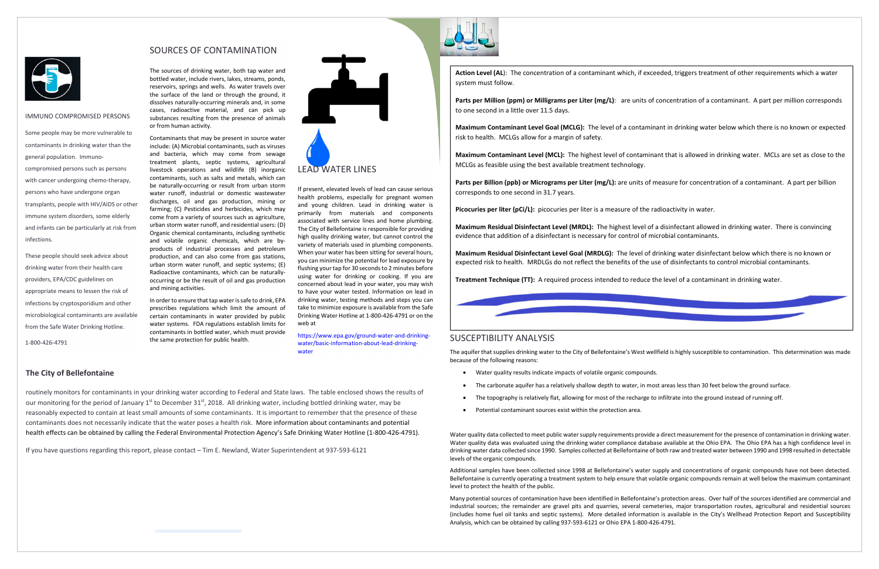IMMUNO COMPROMISED PERSONS

Some people may be more vulnerable to contaminants in drinking water than the general population. Immuno-compromised persons such as persons with cancer undergoing chemo-therapy, persons who have undergone organ transplants, people with HIV/AIDS or other immune system disorders, some elderly and infants can be particularly at risk from infections.

These people should seek advice about drinking water from their health care providers, EPA/CDC guidelines on appropriate means to lessen the risk of infections by cryptosporidium and other microbiological contaminants are available from the Safe Water Drinking Hotline.

1-800-426-4791

## SOURCES OF CONTAMINATION

The sources of drinking water, both tap water and bottled water, include rivers, lakes, streams, ponds, reservoirs, springs and wells. As water travels over the surface of the land or through the ground, it dissolves naturally-occurring minerals and, in some cases, radioactive material, and can pick up substances resulting from the presence of animals or from human activity.

Contaminants that may be present in source water include: (A) Microbial contaminants, such as viruses and bacteria, which may come from sewage treatment plants, septic systems, agricultural livestock operations and wildlife (B) inorganic contaminants, such as salts and metals, which can be naturally-occurring or result from urban storm water runoff, industrial or domestic wastewater discharges, oil and gas production, mining or farming; (C) Pesticides and herbicides, which may come from a variety of sources such as agriculture, urban storm water runoff, and residential users: (D) Organic chemical contaminants, including synthetic and volatile organic chemicals, which are by-products of industrial processes and petroleum production, and can also come from gas stations, urban storm water runoff, and septic systems; (E) Radioactive contaminants, which can be naturally-occurring or be the result of oil and gas production and mining activities.

In order to ensure that tap water is safe to drink, EPA prescribes regulations which limit the amount of certain contaminants in water provided by public water systems. FDA regulations establish limits for contaminants in bottled water, which must provide the same protection for public health.

## LEAD WATER LINES

If present, elevated levels of lead can cause serious health problems, especially for pregnant women and young children. Lead in drinking water is primarily from materials and components associated with service lines and home plumbing. The City of Bellefontaine is responsible for providing high quality drinking water, but cannot control the variety of materials used in plumbing components. When your water has been sitting for several hours, you can minimize the potential for lead exposure by flushing your tap for 30 seconds to 2 minutes before using water for drinking or cooking. If you are concerned about lead in your water, you may wish to have your water tested. Information on lead in drinking water, testing methods and steps you can take to minimize exposure is available from the Safe Drinking Water Hotline at 1-800-426-4791 or on the web at

https://www.epa.gov/ground-water-and-drinking-water/basic-information-about-lead-drinking-water

### The City of Bellefontaine

routinely monitors for contaminants in your drinking water according to Federal and State laws. The table enclosed shows the results of our monitoring for the period of January 1st to December 31st, 2018. All drinking water, including bottled drinking water, may be reasonably expected to contain at least small amounts of some contaminants. It is important to remember that the presence of these contaminants does not necessarily indicate that the water poses a health risk. More information about contaminants and potential health effects can be obtained by calling the Federal Environmental Protection Agency's Safe Drinking Water Hotline (1-800-426-4791).

If you have questions regarding this report, please contact – Tim E. Newland, Water Superintendent at 937-593-6121

**Action Level (AL**): The concentration of a contaminant which, if exceeded, triggers treatment of other requirements which a water system must follow.

**Parts per Million (ppm) or Milligrams per Liter (mg/L)**: are units of concentration of a contaminant. A part per million corresponds to one second in a little over 11.5 days.

**Maximum Contaminant Level Goal (MCLG):** The level of a contaminant in drinking water below which there is no known or expected risk to health. MCLGs allow for a margin of safety.

**Maximum Contaminant Level (MCL):** The highest level of contaminant that is allowed in drinking water. MCLs are set as close to the MCLGs as feasible using the best available treatment technology.

**Parts per Billion (ppb) or Micrograms per Liter (mg/L):** are units of measure for concentration of a contaminant. A part per billion corresponds to one second in 31.7 years.

**Picocuries per liter (pCi/L):** picocuries per liter is a measure of the radioactivity in water.

**Maximum Residual Disinfectant Level (MRDL):** The highest level of a disinfectant allowed in drinking water. There is convincing evidence that addition of a disinfectant is necessary for control of microbial contaminants.

**Maximum Residual Disinfectant Level Goal (MRDLG):** The level of drinking water disinfectant below which there is no known or expected risk to health. MRDLGs do not reflect the benefits of the use of disinfectants to control microbial contaminants.

**Treatment Technique (TT):** A required process intended to reduce the level of a contaminant in drinking water.

## SUSCEPTIBILITY ANALYSIS

The aquifer that supplies drinking water to the City of Bellefontaine's West wellfield is highly susceptible to contamination. This determination was made because of the following reasons:

- Water quality results indicate impacts of volatile organic compounds.
- The carbonate aquifer has a relatively shallow depth to water, in most areas less than 30 feet below the ground surface.
- The topography is relatively flat, allowing for most of the recharge to infiltrate into the ground instead of running off.
- Potential contaminant sources exist within the protection area.

Water quality data collected to meet public water supply requirements provide a direct measurement for the presence of contamination in drinking water. Water quality data was evaluated using the drinking water compliance database available at the Ohio EPA. The Ohio EPA has a high confidence level in drinking water data collected since 1990. Samples collected at Bellefontaine of both raw and treated water between 1990 and 1998 resulted in detectable levels of the organic compounds.

Additional samples have been collected since 1998 at Bellefontaine's water supply and concentrations of organic compounds have not been detected. Bellefontaine is currently operating a treatment system to help ensure that volatile organic compounds remain at well below the maximum contaminant level to protect the health of the public.

Many potential sources of contamination have been identified in Bellefontaine's protection areas. Over half of the sources identified are commercial and industrial sources; the remainder are gravel pits and quarries, several cemeteries, major transportation routes, agricultural and residential sources (includes home fuel oil tanks and septic systems). More detailed information is available in the City's Wellhead Protection Report and Susceptibility Analysis, which can be obtained by calling 937-593-6121 or Ohio EPA 1-800-426-4791.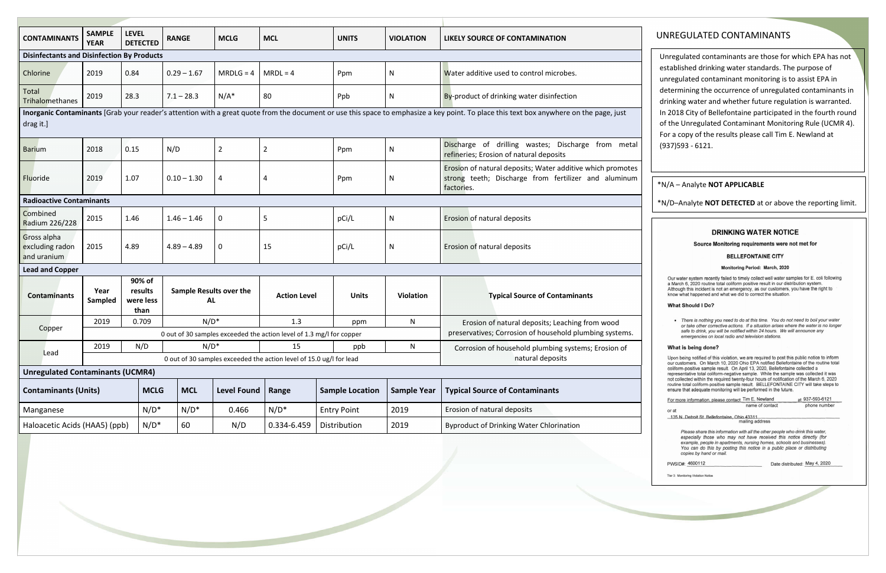| CONTAMINANTS | SAMPLE YEAR | LEVEL DETECTED | RANGE | MCLG | MCL | UNITS | VIOLATION | LIKELY SOURCE OF CONTAMINATION |
|---|---|---|---|---|---|---|---|---|
| **Disinfectants and Disinfection By Products** | | | | | | | | |
| Chlorine | 2019 | 0.84 | 0.29 – 1.67 | MRDLG = 4 | MRDL = 4 | Ppm | N | Water additive used to control microbes. |
| Total Trihalomethanes | 2019 | 28.3 | 7.1 – 28.3 | N/A* | 80 | Ppb | N | By-product of drinking water disinfection |
| **Inorganic Contaminants** [Grab your reader's attention with a great quote from the document or use this space to emphasize a key point. To place this text box anywhere on the page, just drag it.] | | | | | | | | |
| Barium | 2018 | 0.15 | N/D | 2 | 2 | Ppm | N | Discharge of drilling wastes; Discharge from metal refineries; Erosion of natural deposits |
| Fluoride | 2019 | 1.07 | 0.10 – 1.30 | 4 | 4 | Ppm | N | Erosion of natural deposits; Water additive which promotes strong teeth; Discharge from fertilizer and aluminum factories. |
| **Radioactive Contaminants** | | | | | | | | |
| Combined Radium 226/228 | 2015 | 1.46 | 1.46 – 1.46 | 0 | 5 | pCi/L | N | Erosion of natural deposits |
| Gross alpha excluding radon and uranium | 2015 | 4.89 | 4.89 – 4.89 | 0 | 15 | pCi/L | N | Erosion of natural deposits |

**Lead and Copper**

| Contaminants | Year Sampled | 90% of results were less than | Sample Results over the AL | Action Level | Units | Violation | Typical Source of Contaminants |
|---|---|---|---|---|---|---|---|
| Copper | 2019 | 0.709 | N/D* | 1.3 | ppm | N | Erosion of natural deposits; Leaching from wood preservatives; Corrosion of household plumbing systems. |
| | 0 out of 30 samples exceeded the action level of 1.3 mg/l for copper | | | | | | |
| Lead | 2019 | N/D | N/D* | 15 | ppb | N | Corrosion of household plumbing systems; Erosion of natural deposits |
| | 0 out of 30 samples exceeded the action level of 15.0 ug/l for lead | | | | | | |

**Unregulated Contaminants (UCMR4)**

| Contaminants (Units) | MCLG | MCL | Level Found | Range | Sample Location | Sample Year | Typical Source of Contaminants |
|---|---|---|---|---|---|---|---|
| Manganese | N/D* | N/D* | 0.466 | N/D* | Entry Point | 2019 | Erosion of natural deposits |
| Haloacetic Acids (HAA5) (ppb) | N/D* | 60 | N/D | 0.334-6.459 | Distribution | 2019 | Byproduct of Drinking Water Chlorination |

## UNREGULATED CONTAMINANTS

Unregulated contaminants are those for which EPA has not established drinking water standards. The purpose of unregulated contaminant monitoring is to assist EPA in determining the occurrence of unregulated contaminants in drinking water and whether future regulation is warranted. In 2018 City of Bellefontaine participated in the fourth round of the Unregulated Contaminant Monitoring Rule (UCMR 4). For a copy of the results please call Tim E. Newland at (937)593 - 6121.

*N/A – Analyte **NOT APPLICABLE**

*N/D–Analyte **NOT DETECTED** at or above the reporting limit.

### DRINKING WATER NOTICE

**Source Monitoring requirements were not met for**

**BELLEFONTAINE CITY**

**Monitoring Period: March, 2020**

Our water system recently failed to timely collect well water samples for E. coli following a March 6, 2020 routine total coliform positive result in our distribution system. Although this incident is not an emergency, as our customers, you have the right to know what happened and what we did to correct the situation.

**What Should I Do?**

- *There is nothing you need to do at this time. You do not need to boil your water or take other corrective actions. If a situation arises where the water is no longer safe to drink, you will be notified within 24 hours. We will announce any emergencies on local radio and television stations.*

**What is being done?**

Upon being notified of this violation, we are required to post this public notice to inform our customers. On March 10, 2020 Ohio EPA notified Bellefontaine of the routine total coliform-positive sample result. On April 13, 2020, Bellefontaine collected a representative total coliform-negative sample. While the sample was collected it was not collected within the required twenty-four hours of notification of the March 6, 2020 routine total coliform-positive sample result. BELLEFONTAINE CITY will take steps to ensure that adequate monitoring will be performed in the future.

For more information, please contact Tim E. Newland (name of contact) at 937-593-6121 (phone number) or at 135 N. Detroit St. Bellefontaine, Ohio 43311 (mailing address)

*Please share this information with all the other people who drink this water, especially those who may not have received this notice directly (for example, people in apartments, nursing homes, schools and businesses). You can do this by posting this notice in a public place or distributing copies by hand or mail.*

PWSID#: 4600112 Date distributed: May 4, 2020

Tier 3: Monitoring Violation Notice